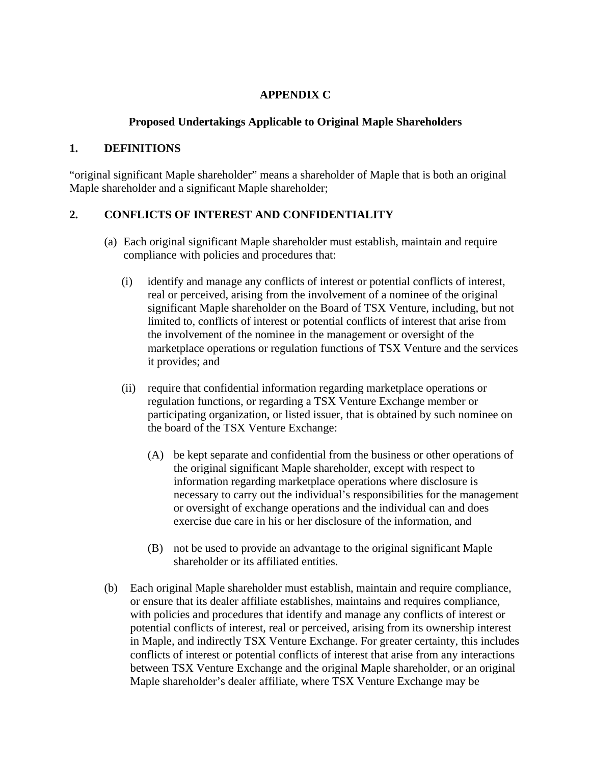# APPENDIX C

## Proposed Undertakings Applicable to Original Maple Shareholders

### 1. DEFINITIONS

"original significant Maple shareholder" means a shareholder of Maple that is both an original Maple shareholder and a significant Maple shareholder;

### 2. CONFLICTS OF INTEREST AND CONFIDENTIALITY

(a) Each original significant Maple shareholder must establish, maintain and require compliance with policies and procedures that:

  (i) identify and manage any conflicts of interest or potential conflicts of interest, real or perceived, arising from the involvement of a nominee of the original significant Maple shareholder on the Board of TSX Venture, including, but not limited to, conflicts of interest or potential conflicts of interest that arise from the involvement of the nominee in the management or oversight of the marketplace operations or regulation functions of TSX Venture and the services it provides; and

  (ii) require that confidential information regarding marketplace operations or regulation functions, or regarding a TSX Venture Exchange member or participating organization, or listed issuer, that is obtained by such nominee on the board of the TSX Venture Exchange:

    (A) be kept separate and confidential from the business or other operations of the original significant Maple shareholder, except with respect to information regarding marketplace operations where disclosure is necessary to carry out the individual's responsibilities for the management or oversight of exchange operations and the individual can and does exercise due care in his or her disclosure of the information, and

    (B) not be used to provide an advantage to the original significant Maple shareholder or its affiliated entities.

(b) Each original Maple shareholder must establish, maintain and require compliance, or ensure that its dealer affiliate establishes, maintains and requires compliance, with policies and procedures that identify and manage any conflicts of interest or potential conflicts of interest, real or perceived, arising from its ownership interest in Maple, and indirectly TSX Venture Exchange. For greater certainty, this includes conflicts of interest or potential conflicts of interest that arise from any interactions between TSX Venture Exchange and the original Maple shareholder, or an original Maple shareholder's dealer affiliate, where TSX Venture Exchange may be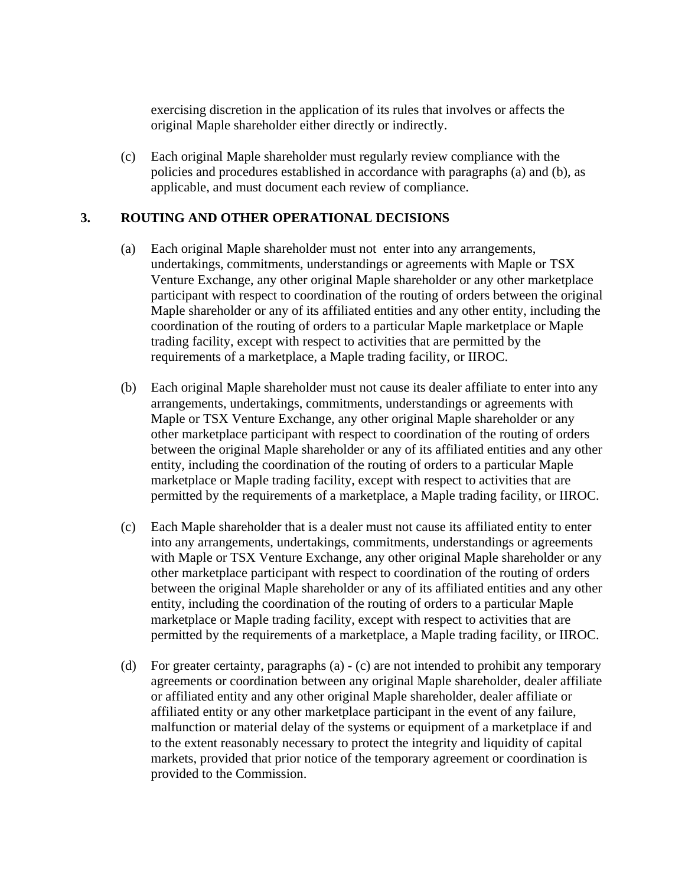exercising discretion in the application of its rules that involves or affects the original Maple shareholder either directly or indirectly.

(c) Each original Maple shareholder must regularly review compliance with the policies and procedures established in accordance with paragraphs (a) and (b), as applicable, and must document each review of compliance.

## 3. ROUTING AND OTHER OPERATIONAL DECISIONS

(a) Each original Maple shareholder must not enter into any arrangements, undertakings, commitments, understandings or agreements with Maple or TSX Venture Exchange, any other original Maple shareholder or any other marketplace participant with respect to coordination of the routing of orders between the original Maple shareholder or any of its affiliated entities and any other entity, including the coordination of the routing of orders to a particular Maple marketplace or Maple trading facility, except with respect to activities that are permitted by the requirements of a marketplace, a Maple trading facility, or IIROC.

(b) Each original Maple shareholder must not cause its dealer affiliate to enter into any arrangements, undertakings, commitments, understandings or agreements with Maple or TSX Venture Exchange, any other original Maple shareholder or any other marketplace participant with respect to coordination of the routing of orders between the original Maple shareholder or any of its affiliated entities and any other entity, including the coordination of the routing of orders to a particular Maple marketplace or Maple trading facility, except with respect to activities that are permitted by the requirements of a marketplace, a Maple trading facility, or IIROC.

(c) Each Maple shareholder that is a dealer must not cause its affiliated entity to enter into any arrangements, undertakings, commitments, understandings or agreements with Maple or TSX Venture Exchange, any other original Maple shareholder or any other marketplace participant with respect to coordination of the routing of orders between the original Maple shareholder or any of its affiliated entities and any other entity, including the coordination of the routing of orders to a particular Maple marketplace or Maple trading facility, except with respect to activities that are permitted by the requirements of a marketplace, a Maple trading facility, or IIROC.

(d) For greater certainty, paragraphs (a) - (c) are not intended to prohibit any temporary agreements or coordination between any original Maple shareholder, dealer affiliate or affiliated entity and any other original Maple shareholder, dealer affiliate or affiliated entity or any other marketplace participant in the event of any failure, malfunction or material delay of the systems or equipment of a marketplace if and to the extent reasonably necessary to protect the integrity and liquidity of capital markets, provided that prior notice of the temporary agreement or coordination is provided to the Commission.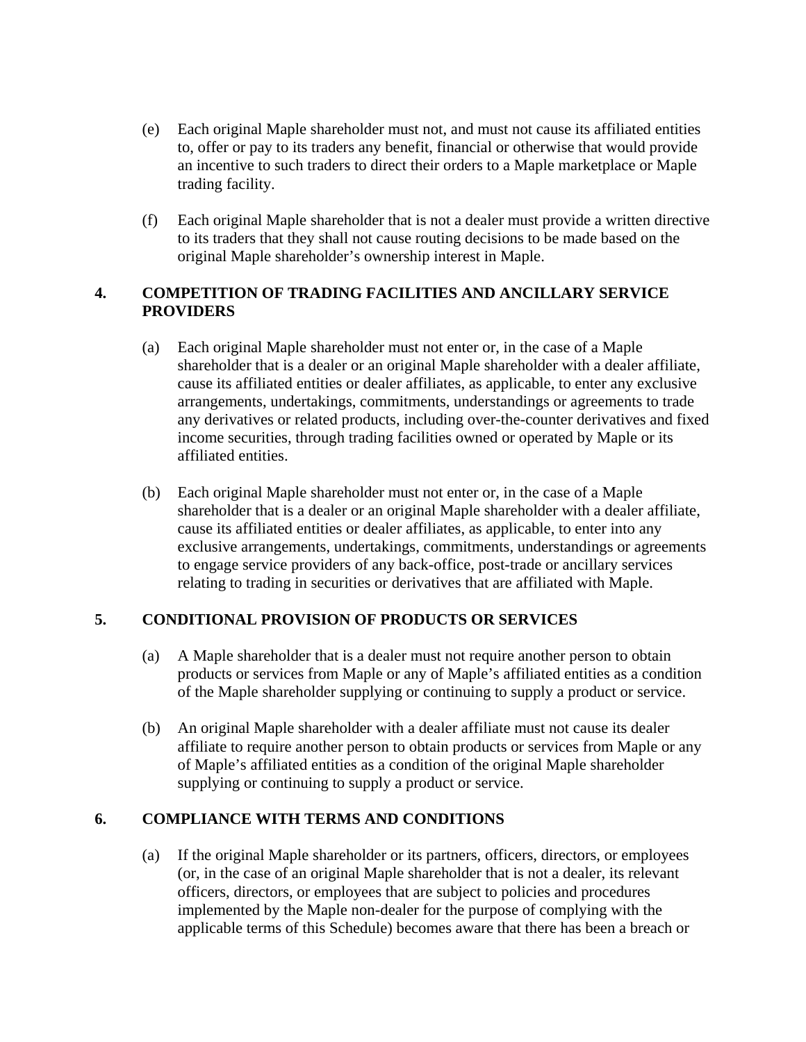(e) Each original Maple shareholder must not, and must not cause its affiliated entities to, offer or pay to its traders any benefit, financial or otherwise that would provide an incentive to such traders to direct their orders to a Maple marketplace or Maple trading facility.

(f) Each original Maple shareholder that is not a dealer must provide a written directive to its traders that they shall not cause routing decisions to be made based on the original Maple shareholder's ownership interest in Maple.

## 4. COMPETITION OF TRADING FACILITIES AND ANCILLARY SERVICE PROVIDERS

(a) Each original Maple shareholder must not enter or, in the case of a Maple shareholder that is a dealer or an original Maple shareholder with a dealer affiliate, cause its affiliated entities or dealer affiliates, as applicable, to enter any exclusive arrangements, undertakings, commitments, understandings or agreements to trade any derivatives or related products, including over-the-counter derivatives and fixed income securities, through trading facilities owned or operated by Maple or its affiliated entities.

(b) Each original Maple shareholder must not enter or, in the case of a Maple shareholder that is a dealer or an original Maple shareholder with a dealer affiliate, cause its affiliated entities or dealer affiliates, as applicable, to enter into any exclusive arrangements, undertakings, commitments, understandings or agreements to engage service providers of any back-office, post-trade or ancillary services relating to trading in securities or derivatives that are affiliated with Maple.

## 5. CONDITIONAL PROVISION OF PRODUCTS OR SERVICES

(a) A Maple shareholder that is a dealer must not require another person to obtain products or services from Maple or any of Maple's affiliated entities as a condition of the Maple shareholder supplying or continuing to supply a product or service.

(b) An original Maple shareholder with a dealer affiliate must not cause its dealer affiliate to require another person to obtain products or services from Maple or any of Maple's affiliated entities as a condition of the original Maple shareholder supplying or continuing to supply a product or service.

## 6. COMPLIANCE WITH TERMS AND CONDITIONS

(a) If the original Maple shareholder or its partners, officers, directors, or employees (or, in the case of an original Maple shareholder that is not a dealer, its relevant officers, directors, or employees that are subject to policies and procedures implemented by the Maple non-dealer for the purpose of complying with the applicable terms of this Schedule) becomes aware that there has been a breach or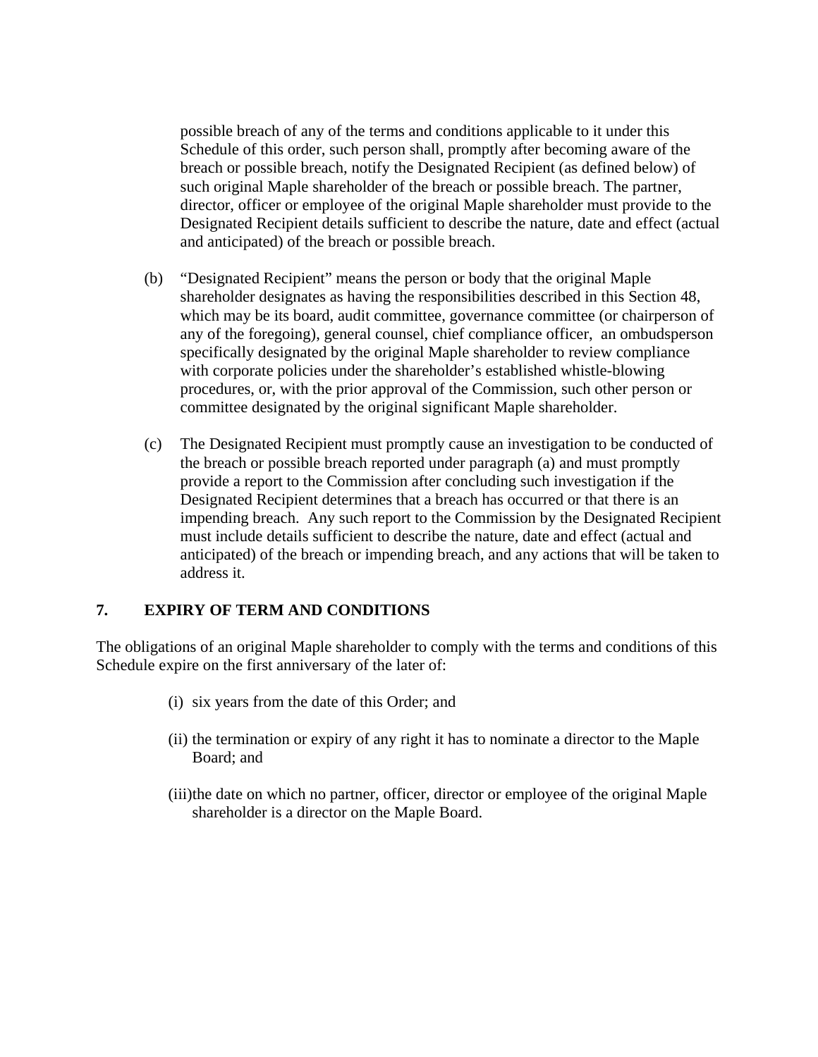possible breach of any of the terms and conditions applicable to it under this Schedule of this order, such person shall, promptly after becoming aware of the breach or possible breach, notify the Designated Recipient (as defined below) of such original Maple shareholder of the breach or possible breach. The partner, director, officer or employee of the original Maple shareholder must provide to the Designated Recipient details sufficient to describe the nature, date and effect (actual and anticipated) of the breach or possible breach.

(b) "Designated Recipient" means the person or body that the original Maple shareholder designates as having the responsibilities described in this Section 48, which may be its board, audit committee, governance committee (or chairperson of any of the foregoing), general counsel, chief compliance officer, an ombudsperson specifically designated by the original Maple shareholder to review compliance with corporate policies under the shareholder's established whistle-blowing procedures, or, with the prior approval of the Commission, such other person or committee designated by the original significant Maple shareholder.

(c) The Designated Recipient must promptly cause an investigation to be conducted of the breach or possible breach reported under paragraph (a) and must promptly provide a report to the Commission after concluding such investigation if the Designated Recipient determines that a breach has occurred or that there is an impending breach. Any such report to the Commission by the Designated Recipient must include details sufficient to describe the nature, date and effect (actual and anticipated) of the breach or impending breach, and any actions that will be taken to address it.

## 7. EXPIRY OF TERM AND CONDITIONS

The obligations of an original Maple shareholder to comply with the terms and conditions of this Schedule expire on the first anniversary of the later of:

(i) six years from the date of this Order; and

(ii) the termination or expiry of any right it has to nominate a director to the Maple Board; and

(iii) the date on which no partner, officer, director or employee of the original Maple shareholder is a director on the Maple Board.